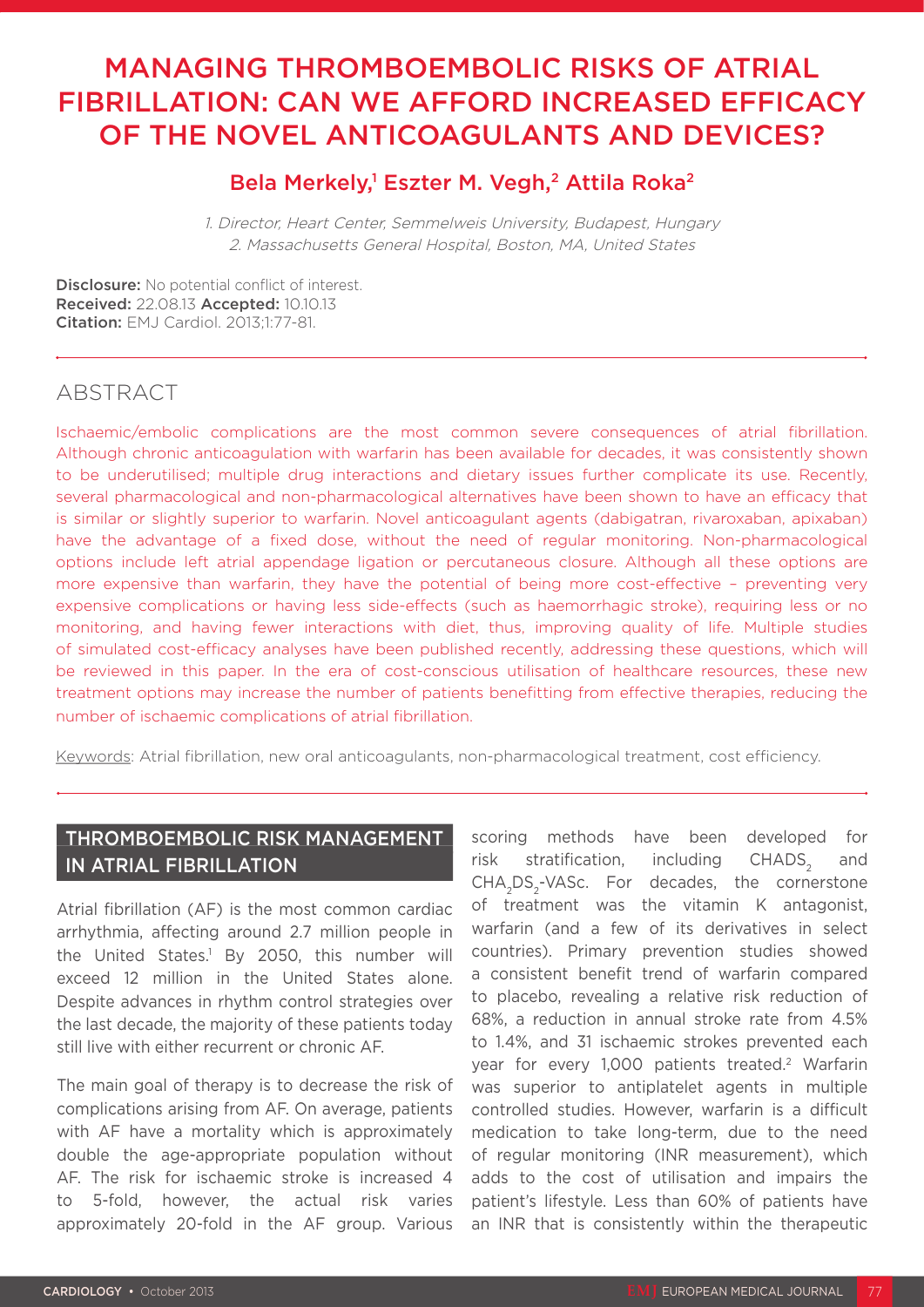# MANAGING THROMBOEMBOLIC RISKS OF ATRIAL FIBRILLATION: CAN WE AFFORD INCREASED EFFICACY OF THE NOVEL ANTICOAGULANTS AND DEVICES?

## Bela Merkely,[1] Eszter M. Vegh,[2] Attila Roka[2]

*1. Director, Heart Center, Semmelweis University, Budapest, Hungary*
*2. Massachusetts General Hospital, Boston, MA, United States*

**Disclosure:** No potential conflict of interest.
**Received:** 22.08.13 **Accepted:** 10.10.13
**Citation:** EMJ Cardiol. 2013;1:77-81.

## ABSTRACT

Ischaemic/embolic complications are the most common severe consequences of atrial fibrillation. Although chronic anticoagulation with warfarin has been available for decades, it was consistently shown to be underutilised; multiple drug interactions and dietary issues further complicate its use. Recently, several pharmacological and non-pharmacological alternatives have been shown to have an efficacy that is similar or slightly superior to warfarin. Novel anticoagulant agents (dabigatran, rivaroxaban, apixaban) have the advantage of a fixed dose, without the need of regular monitoring. Non-pharmacological options include left atrial appendage ligation or percutaneous closure. Although all these options are more expensive than warfarin, they have the potential of being more cost-effective – preventing very expensive complications or having less side-effects (such as haemorrhagic stroke), requiring less or no monitoring, and having fewer interactions with diet, thus, improving quality of life. Multiple studies of simulated cost-efficacy analyses have been published recently, addressing these questions, which will be reviewed in this paper. In the era of cost-conscious utilisation of healthcare resources, these new treatment options may increase the number of patients benefitting from effective therapies, reducing the number of ischaemic complications of atrial fibrillation.

Keywords: Atrial fibrillation, new oral anticoagulants, non-pharmacological treatment, cost efficiency.

## THROMBOEMBOLIC RISK MANAGEMENT IN ATRIAL FIBRILLATION

Atrial fibrillation (AF) is the most common cardiac arrhythmia, affecting around 2.7 million people in the United States.[1] By 2050, this number will exceed 12 million in the United States alone. Despite advances in rhythm control strategies over the last decade, the majority of these patients today still live with either recurrent or chronic AF.

The main goal of therapy is to decrease the risk of complications arising from AF. On average, patients with AF have a mortality which is approximately double the age-appropriate population without AF. The risk for ischaemic stroke is increased 4 to 5-fold, however, the actual risk varies approximately 20-fold in the AF group. Various scoring methods have been developed for risk stratification, including $CHADS_2$ and $CHA_2DS_2$-VASc. For decades, the cornerstone of treatment was the vitamin K antagonist, warfarin (and a few of its derivatives in select countries). Primary prevention studies showed a consistent benefit trend of warfarin compared to placebo, revealing a relative risk reduction of 68%, a reduction in annual stroke rate from 4.5% to 1.4%, and 31 ischaemic strokes prevented each year for every 1,000 patients treated.[2] Warfarin was superior to antiplatelet agents in multiple controlled studies. However, warfarin is a difficult medication to take long-term, due to the need of regular monitoring (INR measurement), which adds to the cost of utilisation and impairs the patient's lifestyle. Less than 60% of patients have an INR that is consistently within the therapeutic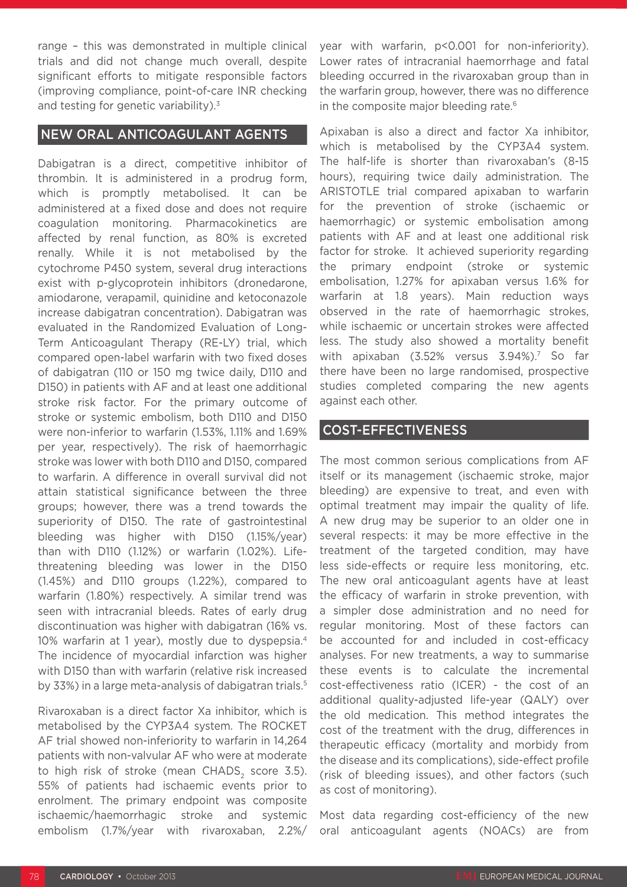range – this was demonstrated in multiple clinical trials and did not change much overall, despite significant efforts to mitigate responsible factors (improving compliance, point-of-care INR checking and testing for genetic variability).[3]

## NEW ORAL ANTICOAGULANT AGENTS

Dabigatran is a direct, competitive inhibitor of thrombin. It is administered in a prodrug form, which is promptly metabolised. It can be administered at a fixed dose and does not require coagulation monitoring. Pharmacokinetics are affected by renal function, as 80% is excreted renally. While it is not metabolised by the cytochrome P450 system, several drug interactions exist with p-glycoprotein inhibitors (dronedarone, amiodarone, verapamil, quinidine and ketoconazole increase dabigatran concentration). Dabigatran was evaluated in the Randomized Evaluation of Long-Term Anticoagulant Therapy (RE-LY) trial, which compared open-label warfarin with two fixed doses of dabigatran (110 or 150 mg twice daily, D110 and D150) in patients with AF and at least one additional stroke risk factor. For the primary outcome of stroke or systemic embolism, both D110 and D150 were non-inferior to warfarin (1.53%, 1.11% and 1.69% per year, respectively). The risk of haemorrhagic stroke was lower with both D110 and D150, compared to warfarin. A difference in overall survival did not attain statistical significance between the three groups; however, there was a trend towards the superiority of D150. The rate of gastrointestinal bleeding was higher with D150 (1.15%/year) than with D110 (1.12%) or warfarin (1.02%). Life-threatening bleeding was lower in the D150 (1.45%) and D110 groups (1.22%), compared to warfarin (1.80%) respectively. A similar trend was seen with intracranial bleeds. Rates of early drug discontinuation was higher with dabigatran (16% vs. 10% warfarin at 1 year), mostly due to dyspepsia.[4] The incidence of myocardial infarction was higher with D150 than with warfarin (relative risk increased by 33%) in a large meta-analysis of dabigatran trials.[5]

Rivaroxaban is a direct factor Xa inhibitor, which is metabolised by the CYP3A4 system. The ROCKET AF trial showed non-inferiority to warfarin in 14,264 patients with non-valvular AF who were at moderate to high risk of stroke (mean $CHADS_2$ score 3.5). 55% of patients had ischaemic events prior to enrolment. The primary endpoint was composite ischaemic/haemorrhagic stroke and systemic embolism (1.7%/year with rivaroxaban, 2.2%/year with warfarin, $p<0.001$ for non-inferiority). Lower rates of intracranial haemorrhage and fatal bleeding occurred in the rivaroxaban group than in the warfarin group, however, there was no difference in the composite major bleeding rate.[6]

Apixaban is also a direct and factor Xa inhibitor, which is metabolised by the CYP3A4 system. The half-life is shorter than rivaroxaban's (8-15 hours), requiring twice daily administration. The ARISTOTLE trial compared apixaban to warfarin for the prevention of stroke (ischaemic or haemorrhagic) or systemic embolisation among patients with AF and at least one additional risk factor for stroke. It achieved superiority regarding the primary endpoint (stroke or systemic embolisation, 1.27% for apixaban versus 1.6% for warfarin at 1.8 years). Main reduction ways observed in the rate of haemorrhagic strokes, while ischaemic or uncertain strokes were affected less. The study also showed a mortality benefit with apixaban (3.52% versus 3.94%).[7] So far there have been no large randomised, prospective studies completed comparing the new agents against each other.

## COST-EFFECTIVENESS

The most common serious complications from AF itself or its management (ischaemic stroke, major bleeding) are expensive to treat, and even with optimal treatment may impair the quality of life. A new drug may be superior to an older one in several respects: it may be more effective in the treatment of the targeted condition, may have less side-effects or require less monitoring, etc. The new oral anticoagulant agents have at least the efficacy of warfarin in stroke prevention, with a simpler dose administration and no need for regular monitoring. Most of these factors can be accounted for and included in cost-efficacy analyses. For new treatments, a way to summarise these events is to calculate the incremental cost-effectiveness ratio (ICER) - the cost of an additional quality-adjusted life-year (QALY) over the old medication. This method integrates the cost of the treatment with the drug, differences in therapeutic efficacy (mortality and morbidy from the disease and its complications), side-effect profile (risk of bleeding issues), and other factors (such as cost of monitoring).

Most data regarding cost-efficiency of the new oral anticoagulant agents (NOACs) are from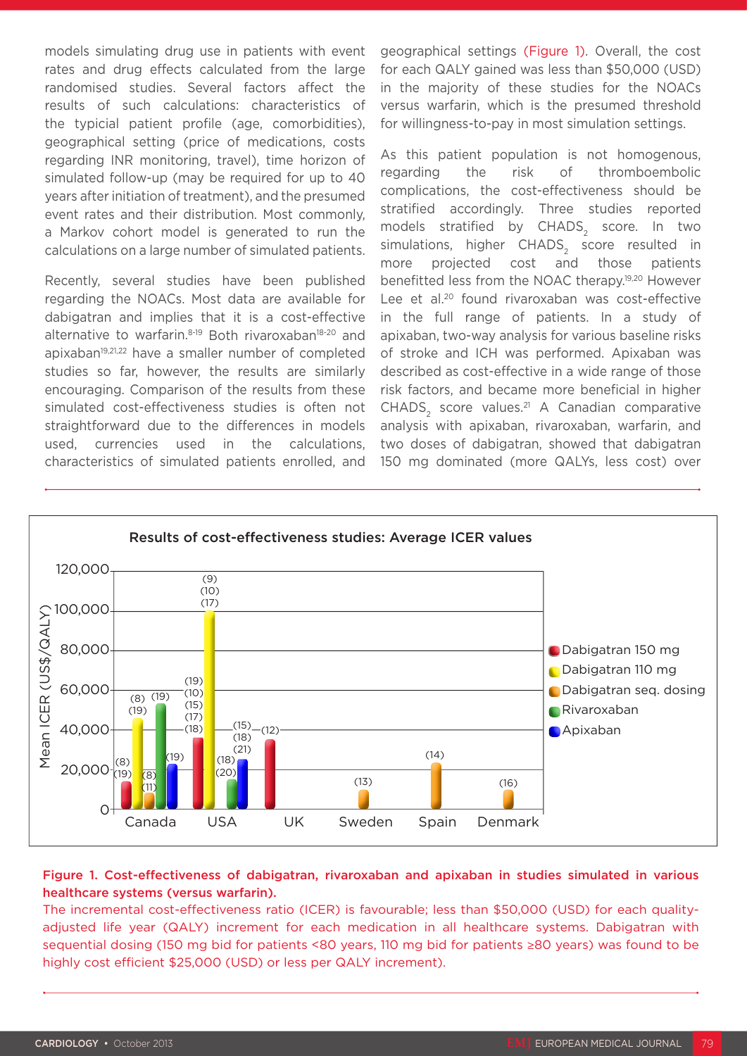models simulating drug use in patients with event rates and drug effects calculated from the large randomised studies. Several factors affect the results of such calculations: characteristics of the typical patient profile (age, comorbidities), geographical setting (price of medications, costs regarding INR monitoring, travel), time horizon of simulated follow-up (may be required for up to 40 years after initiation of treatment), and the presumed event rates and their distribution. Most commonly, a Markov cohort model is generated to run the calculations on a large number of simulated patients.

Recently, several studies have been published regarding the NOACs. Most data are available for dabigatran and implies that it is a cost-effective alternative to warfarin.[8-19] Both rivaroxaban[18-20] and apixaban[19,21,22] have a smaller number of completed studies so far, however, the results are similarly encouraging. Comparison of the results from these simulated cost-effectiveness studies is often not straightforward due to the differences in models used, currencies used in the calculations, characteristics of simulated patients enrolled, and geographical settings (Figure 1). Overall, the cost for each QALY gained was less than $50,000 (USD) in the majority of these studies for the NOACs versus warfarin, which is the presumed threshold for willingness-to-pay in most simulation settings.

As this patient population is not homogenous, regarding the risk of thromboembolic complications, the cost-effectiveness should be stratified accordingly. Three studies reported models stratified by $CHADS_2$ score. In two simulations, higher $CHADS_2$ score resulted in more projected cost and those patients benefitted less from the NOAC therapy.[19,20] However Lee et al.[20] found rivaroxaban was cost-effective in the full range of patients. In a study of apixaban, two-way analysis for various baseline risks of stroke and ICH was performed. Apixaban was described as cost-effective in a wide range of those risk factors, and became more beneficial in higher $CHADS_2$ score values.[21] A Canadian comparative analysis with apixaban, rivaroxaban, warfarin, and two doses of dabigatran, showed that dabigatran 150 mg dominated (more QALYs, less cost) over

**Results of cost-effectiveness studies: Average ICER values**

| Country | Dabigatran 150 mg | Dabigatran 110 mg | Dabigatran seq. dosing | Rivaroxaban | Apixaban |
|---|---|---|---|---|---|
| Canada | ~14,000 (8)(19) | ~46,000 (8)(19) | ~8,000 (8)(11) | ~52,000 (19) | ~23,000 (19) |
| USA | ~36,000 (19)(10)(15)(17)(18) | ~100,000 (9)(10)(17) | | ~15,000 (18)(20) | ~25,000 (15)(18)(21) |
| UK | ~35,000 (12) | | | | |
| Sweden | | | ~10,000 (13) | | |
| Spain | | | ~23,000 (14) | | |
| Denmark | | | ~10,000 (16) | | |

Y-axis: Mean ICER (US$/QALY)

**Figure 1. Cost-effectiveness of dabigatran, rivaroxaban and apixaban in studies simulated in various healthcare systems (versus warfarin).**

The incremental cost-effectiveness ratio (ICER) is favourable; less than $50,000 (USD) for each quality-adjusted life year (QALY) increment for each medication in all healthcare systems. Dabigatran with sequential dosing (150 mg bid for patients <80 years, 110 mg bid for patients ≥80 years) was found to be highly cost efficient $25,000 (USD) or less per QALY increment).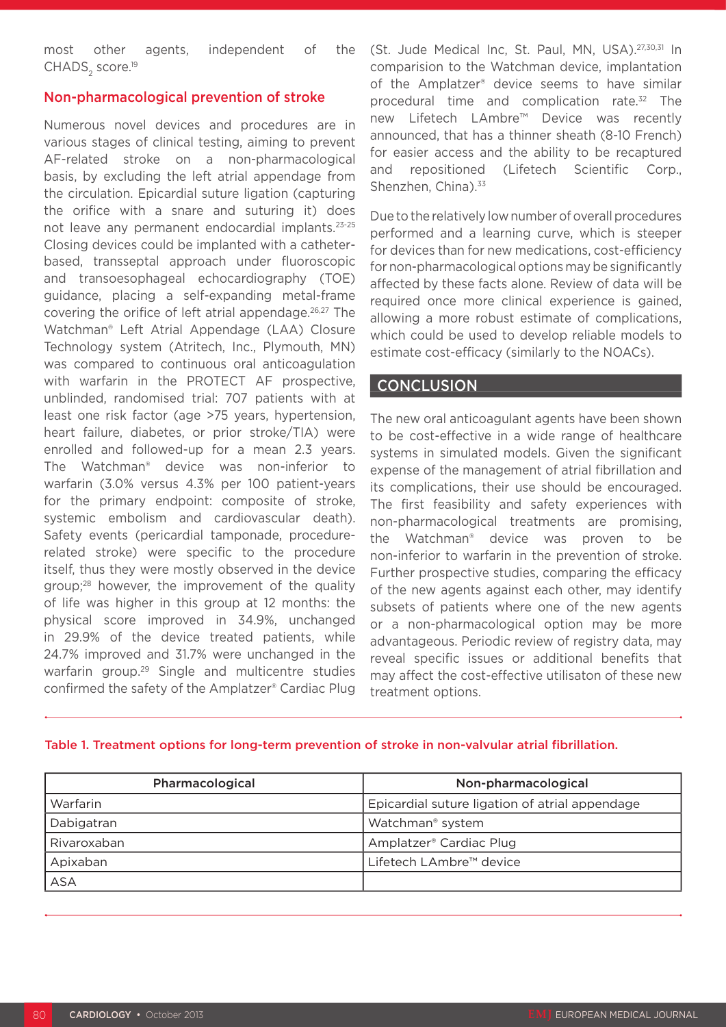most other agents, independent of the $CHADS_2$ score.[19]

## Non-pharmacological prevention of stroke

Numerous novel devices and procedures are in various stages of clinical testing, aiming to prevent AF-related stroke on a non-pharmacological basis, by excluding the left atrial appendage from the circulation. Epicardial suture ligation (capturing the orifice with a snare and suturing it) does not leave any permanent endocardial implants.[23-25] Closing devices could be implanted with a catheter-based, transseptal approach under fluoroscopic and transoesophageal echocardiography (TOE) guidance, placing a self-expanding metal-frame covering the orifice of left atrial appendage.[26,27] The Watchman® Left Atrial Appendage (LAA) Closure Technology system (Atritech, Inc., Plymouth, MN) was compared to continuous oral anticoagulation with warfarin in the PROTECT AF prospective, unblinded, randomised trial: 707 patients with at least one risk factor (age >75 years, hypertension, heart failure, diabetes, or prior stroke/TIA) were enrolled and followed-up for a mean 2.3 years. The Watchman® device was non-inferior to warfarin (3.0% versus 4.3% per 100 patient-years for the primary endpoint: composite of stroke, systemic embolism and cardiovascular death). Safety events (pericardial tamponade, procedure-related stroke) were specific to the procedure itself, thus they were mostly observed in the device group;[28] however, the improvement of the quality of life was higher in this group at 12 months: the physical score improved in 34.9%, unchanged in 29.9% of the device treated patients, while 24.7% improved and 31.7% were unchanged in the warfarin group.[29] Single and multicentre studies confirmed the safety of the Amplatzer® Cardiac Plug (St. Jude Medical Inc, St. Paul, MN, USA).[27,30,31] In comparision to the Watchman device, implantation of the Amplatzer® device seems to have similar procedural time and complication rate.[32] The new Lifetech LAmbre™ Device was recently announced, that has a thinner sheath (8-10 French) for easier access and the ability to be recaptured and repositioned (Lifetech Scientific Corp., Shenzhen, China).[33]

Due to the relatively low number of overall procedures performed and a learning curve, which is steeper for devices than for new medications, cost-efficiency for non-pharmacological options may be significantly affected by these facts alone. Review of data will be required once more clinical experience is gained, allowing a more robust estimate of complications, which could be used to develop reliable models to estimate cost-efficacy (similarly to the NOACs).

## CONCLUSION

The new oral anticoagulant agents have been shown to be cost-effective in a wide range of healthcare systems in simulated models. Given the significant expense of the management of atrial fibrillation and its complications, their use should be encouraged. The first feasibility and safety experiences with non-pharmacological treatments are promising, the Watchman® device was proven to be non-inferior to warfarin in the prevention of stroke. Further prospective studies, comparing the efficacy of the new agents against each other, may identify subsets of patients where one of the new agents or a non-pharmacological option may be more advantageous. Periodic review of registry data, may reveal specific issues or additional benefits that may affect the cost-effective utilisaton of these new treatment options.

**Table 1. Treatment options for long-term prevention of stroke in non-valvular atrial fibrillation.**

| Pharmacological | Non-pharmacological |
|---|---|
| Warfarin | Epicardial suture ligation of atrial appendage |
| Dabigatran | Watchman® system |
| Rivaroxaban | Amplatzer® Cardiac Plug |
| Apixaban | Lifetech LAmbre™ device |
| ASA | |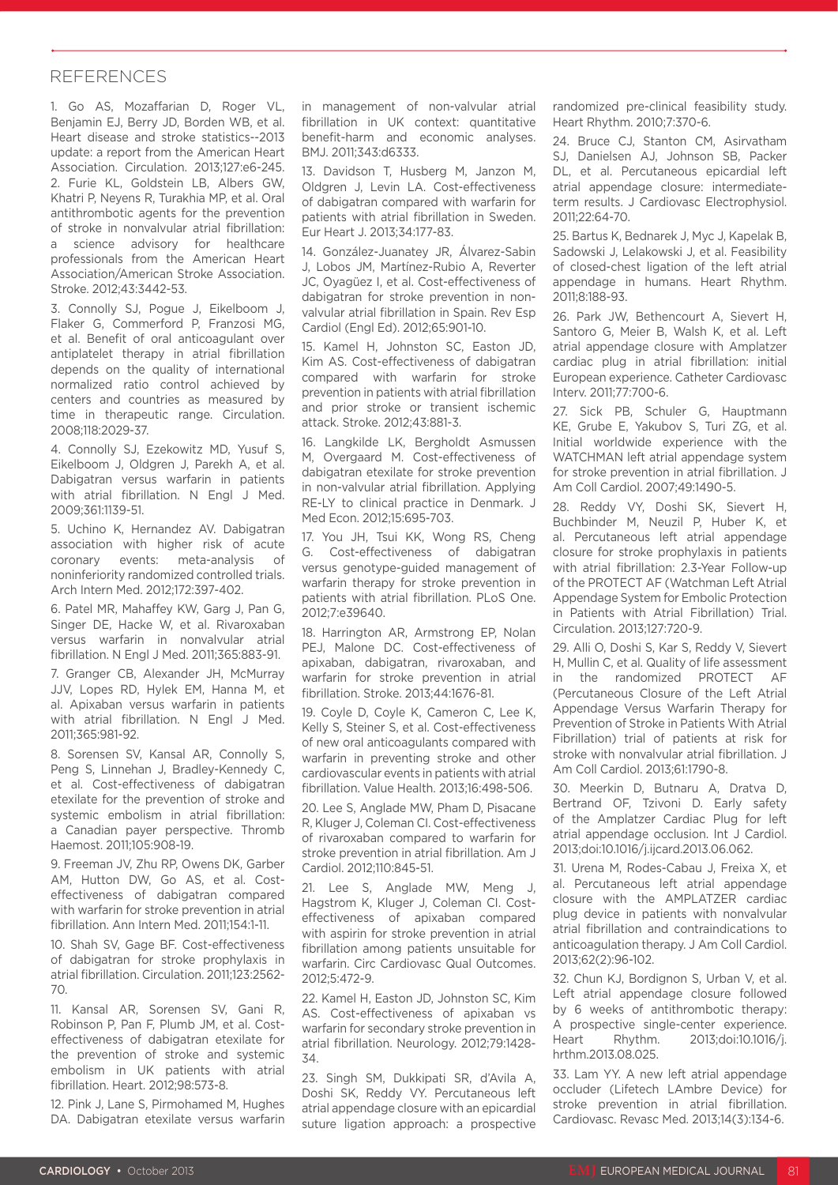## REFERENCES

1. Go AS, Mozaffarian D, Roger VL, Benjamin EJ, Berry JD, Borden WB, et al. Heart disease and stroke statistics--2013 update: a report from the American Heart Association. Circulation. 2013;127:e6-245.

2. Furie KL, Goldstein LB, Albers GW, Khatri P, Neyens R, Turakhia MP, et al. Oral antithrombotic agents for the prevention of stroke in nonvalvular atrial fibrillation: a science advisory for healthcare professionals from the American Heart Association/American Stroke Association. Stroke. 2012;43:3442-53.

3. Connolly SJ, Pogue J, Eikelboom J, Flaker G, Commerford P, Franzosi MG, et al. Benefit of oral anticoagulant over antiplatelet therapy in atrial fibrillation depends on the quality of international normalized ratio control achieved by centers and countries as measured by time in therapeutic range. Circulation. 2008;118:2029-37.

4. Connolly SJ, Ezekowitz MD, Yusuf S, Eikelboom J, Oldgren J, Parekh A, et al. Dabigatran versus warfarin in patients with atrial fibrillation. N Engl J Med. 2009;361:1139-51.

5. Uchino K, Hernandez AV. Dabigatran association with higher risk of acute coronary events: meta-analysis of noninferiority randomized controlled trials. Arch Intern Med. 2012;172:397-402.

6. Patel MR, Mahaffey KW, Garg J, Pan G, Singer DE, Hacke W, et al. Rivaroxaban versus warfarin in nonvalvular atrial fibrillation. N Engl J Med. 2011;365:883-91.

7. Granger CB, Alexander JH, McMurray JJV, Lopes RD, Hylek EM, Hanna M, et al. Apixaban versus warfarin in patients with atrial fibrillation. N Engl J Med. 2011;365:981-92.

8. Sorensen SV, Kansal AR, Connolly S, Peng S, Linnehan J, Bradley-Kennedy C, et al. Cost-effectiveness of dabigatran etexilate for the prevention of stroke and systemic embolism in atrial fibrillation: a Canadian payer perspective. Thromb Haemost. 2011;105:908-19.

9. Freeman JV, Zhu RP, Owens DK, Garber AM, Hutton DW, Go AS, et al. Cost-effectiveness of dabigatran compared with warfarin for stroke prevention in atrial fibrillation. Ann Intern Med. 2011;154:1-11.

10. Shah SV, Gage BF. Cost-effectiveness of dabigatran for stroke prophylaxis in atrial fibrillation. Circulation. 2011;123:2562-70.

11. Kansal AR, Sorensen SV, Gani R, Robinson P, Pan F, Plumb JM, et al. Cost-effectiveness of dabigatran etexilate for the prevention of stroke and systemic embolism in UK patients with atrial fibrillation. Heart. 2012;98:573-8.

12. Pink J, Lane S, Pirmohamed M, Hughes DA. Dabigatran etexilate versus warfarin in management of non-valvular atrial fibrillation in UK context: quantitative benefit-harm and economic analyses. BMJ. 2011;343:d6333.

13. Davidson T, Husberg M, Janzon M, Oldgren J, Levin LA. Cost-effectiveness of dabigatran compared with warfarin for patients with atrial fibrillation in Sweden. Eur Heart J. 2013;34:177-83.

14. González-Juanatey JR, Álvarez-Sabin J, Lobos JM, Martínez-Rubio A, Reverter JC, Oyagüez I, et al. Cost-effectiveness of dabigatran for stroke prevention in non-valvular atrial fibrillation in Spain. Rev Esp Cardiol (Engl Ed). 2012;65:901-10.

15. Kamel H, Johnston SC, Easton JD, Kim AS. Cost-effectiveness of dabigatran compared with warfarin for stroke prevention in patients with atrial fibrillation and prior stroke or transient ischemic attack. Stroke. 2012;43:881-3.

16. Langkilde LK, Bergholdt Asmussen M, Overgaard M. Cost-effectiveness of dabigatran etexilate for stroke prevention in non-valvular atrial fibrillation. Applying RE-LY to clinical practice in Denmark. J Med Econ. 2012;15:695-703.

17. You JH, Tsui KK, Wong RS, Cheng G. Cost-effectiveness of dabigatran versus genotype-guided management of warfarin therapy for stroke prevention in patients with atrial fibrillation. PLoS One. 2012;7:e39640.

18. Harrington AR, Armstrong EP, Nolan PEJ, Malone DC. Cost-effectiveness of apixaban, dabigatran, rivaroxaban, and warfarin for stroke prevention in atrial fibrillation. Stroke. 2013;44:1676-81.

19. Coyle D, Coyle K, Cameron C, Lee K, Kelly S, Steiner S, et al. Cost-effectiveness of new oral anticoagulants compared with warfarin in preventing stroke and other cardiovascular events in patients with atrial fibrillation. Value Health. 2013;16:498-506.

20. Lee S, Anglade MW, Pham D, Pisacane R, Kluger J, Coleman CI. Cost-effectiveness of rivaroxaban compared to warfarin for stroke prevention in atrial fibrillation. Am J Cardiol. 2012;110:845-51.

21. Lee S, Anglade MW, Meng J, Hagstrom K, Kluger J, Coleman CI. Cost-effectiveness of apixaban compared with aspirin for stroke prevention in atrial fibrillation among patients unsuitable for warfarin. Circ Cardiovasc Qual Outcomes. 2012;5:472-9.

22. Kamel H, Easton JD, Johnston SC, Kim AS. Cost-effectiveness of apixaban vs warfarin for secondary stroke prevention in atrial fibrillation. Neurology. 2012;79:1428-34.

23. Singh SM, Dukkipati SR, d'Avila A, Doshi SK, Reddy VY. Percutaneous left atrial appendage closure with an epicardial suture ligation approach: a prospective randomized pre-clinical feasibility study. Heart Rhythm. 2010;7:370-6.

24. Bruce CJ, Stanton CM, Asirvatham SJ, Danielsen AJ, Johnson SB, Packer DL, et al. Percutaneous epicardial left atrial appendage closure: intermediate-term results. J Cardiovasc Electrophysiol. 2011;22:64-70.

25. Bartus K, Bednarek J, Myc J, Kapelak B, Sadowski J, Lelakowski J, et al. Feasibility of closed-chest ligation of the left atrial appendage in humans. Heart Rhythm. 2011;8:188-93.

26. Park JW, Bethencourt A, Sievert H, Santoro G, Meier B, Walsh K, et al. Left atrial appendage closure with Amplatzer cardiac plug in atrial fibrillation: initial European experience. Catheter Cardiovasc Interv. 2011;77:700-6.

27. Sick PB, Schuler G, Hauptmann KE, Grube E, Yakubov S, Turi ZG, et al. Initial worldwide experience with the WATCHMAN left atrial appendage system for stroke prevention in atrial fibrillation. J Am Coll Cardiol. 2007;49:1490-5.

28. Reddy VY, Doshi SK, Sievert H, Buchbinder M, Neuzil P, Huber K, et al. Percutaneous left atrial appendage closure for stroke prophylaxis in patients with atrial fibrillation: 2.3-Year Follow-up of the PROTECT AF (Watchman Left Atrial Appendage System for Embolic Protection in Patients with Atrial Fibrillation) Trial. Circulation. 2013;127:720-9.

29. Alli O, Doshi S, Kar S, Reddy V, Sievert H, Mullin C, et al. Quality of life assessment in the randomized PROTECT AF (Percutaneous Closure of the Left Atrial Appendage Versus Warfarin Therapy for Prevention of Stroke in Patients With Atrial Fibrillation) trial of patients at risk for stroke with nonvalvular atrial fibrillation. J Am Coll Cardiol. 2013;61:1790-8.

30. Meerkin D, Butnaru A, Dratva D, Bertrand OF, Tzivoni D. Early safety of the Amplatzer Cardiac Plug for left atrial appendage occlusion. Int J Cardiol. 2013;doi:10.1016/j.ijcard.2013.06.062.

31. Urena M, Rodes-Cabau J, Freixa X, et al. Percutaneous left atrial appendage closure with the AMPLATZER cardiac plug device in patients with nonvalvular atrial fibrillation and contraindications to anticoagulation therapy. J Am Coll Cardiol. 2013;62(2):96-102.

32. Chun KJ, Bordignon S, Urban V, et al. Left atrial appendage closure followed by 6 weeks of antithrombotic therapy: A prospective single-center experience. Heart Rhythm. 2013;doi:10.1016/j.hrthm.2013.08.025.

33. Lam YY. A new left atrial appendage occluder (Lifetech LAmbre Device) for stroke prevention in atrial fibrillation. Cardiovasc. Revasc Med. 2013;14(3):134-6.